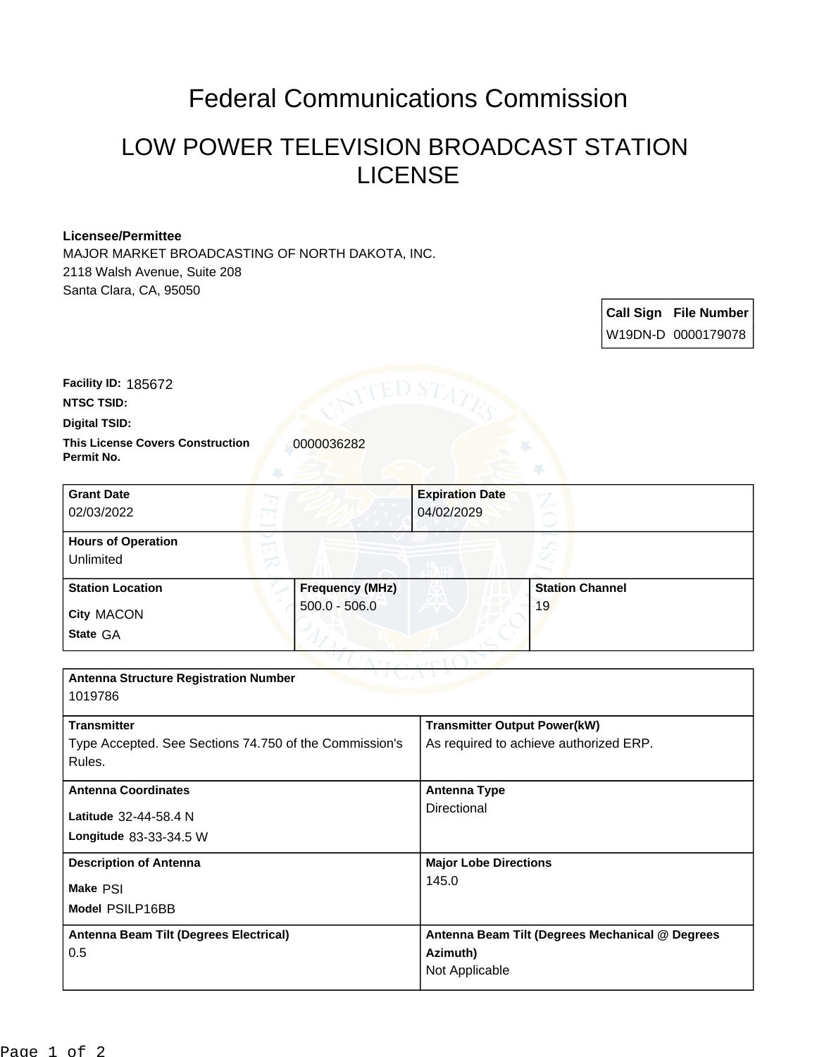# Federal Communications Commission

## LOW POWER TELEVISION BROADCAST STATION LICENSE

**Licensee/Permittee**
MAJOR MARKET BROADCASTING OF NORTH DAKOTA, INC.
2118 Walsh Avenue, Suite 208
Santa Clara, CA, 95050

| Call Sign | File Number |
|---|---|
| W19DN-D | 0000179078 |

**Facility ID:** 185672

**NTSC TSID:**

**Digital TSID:**

**This License Covers Construction Permit No.** 0000036282

| Grant Date | Expiration Date |
|---|---|
| 02/03/2022 | 04/02/2029 |

**Hours of Operation**
Unlimited

| Station Location | Frequency (MHz) | Station Channel |
|---|---|---|
| City MACON<br>State GA | 500.0 - 506.0 | 19 |

**Antenna Structure Registration Number**
1019786

| Transmitter | Transmitter Output Power(kW) |
|---|---|
| Type Accepted. See Sections 74.750 of the Commission's Rules. | As required to achieve authorized ERP. |

| Antenna Coordinates | Antenna Type |
|---|---|
| Latitude 32-44-58.4 N<br>Longitude 83-33-34.5 W | Directional |

| Description of Antenna | Major Lobe Directions |
|---|---|
| Make PSI<br>Model PSILP16BB | 145.0 |

| Antenna Beam Tilt (Degrees Electrical) | Antenna Beam Tilt (Degrees Mechanical @ Degrees Azimuth) |
|---|---|
| 0.5 | Not Applicable |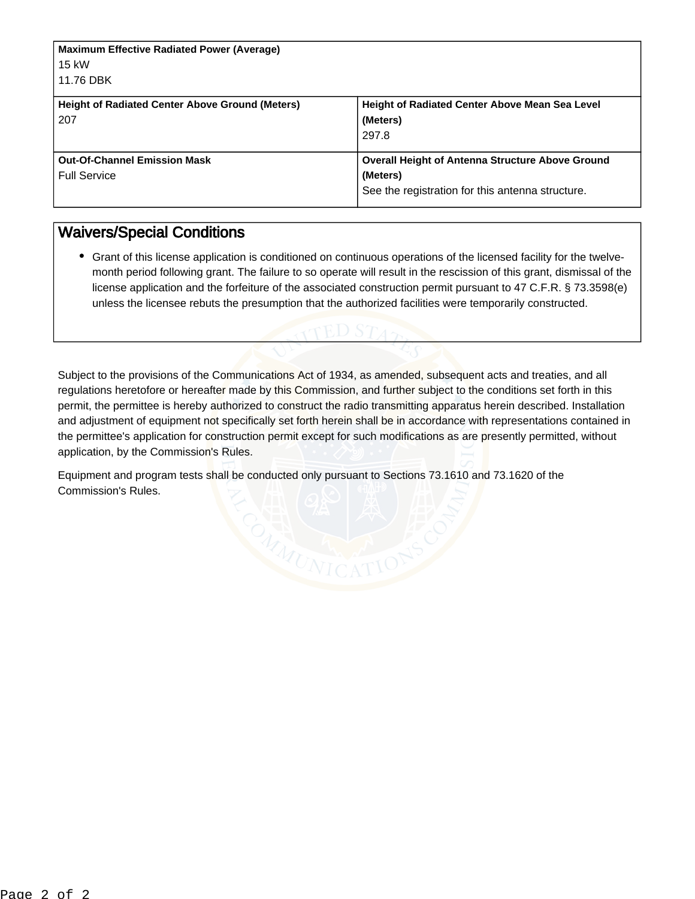| | |
|---|---|
| **Maximum Effective Radiated Power (Average)**<br>15 kW<br>11.76 DBK | |
| **Height of Radiated Center Above Ground (Meters)**<br>207 | **Height of Radiated Center Above Mean Sea Level (Meters)**<br>297.8 |
| **Out-Of-Channel Emission Mask**<br>Full Service | **Overall Height of Antenna Structure Above Ground (Meters)**<br>See the registration for this antenna structure. |

## Waivers/Special Conditions

- Grant of this license application is conditioned on continuous operations of the licensed facility for the twelve-month period following grant. The failure to so operate will result in the rescission of this grant, dismissal of the license application and the forfeiture of the associated construction permit pursuant to 47 C.F.R. § 73.3598(e) unless the licensee rebuts the presumption that the authorized facilities were temporarily constructed.

Subject to the provisions of the Communications Act of 1934, as amended, subsequent acts and treaties, and all regulations heretofore or hereafter made by this Commission, and further subject to the conditions set forth in this permit, the permittee is hereby authorized to construct the radio transmitting apparatus herein described. Installation and adjustment of equipment not specifically set forth herein shall be in accordance with representations contained in the permittee's application for construction permit except for such modifications as are presently permitted, without application, by the Commission's Rules.

Equipment and program tests shall be conducted only pursuant to Sections 73.1610 and 73.1620 of the Commission's Rules.